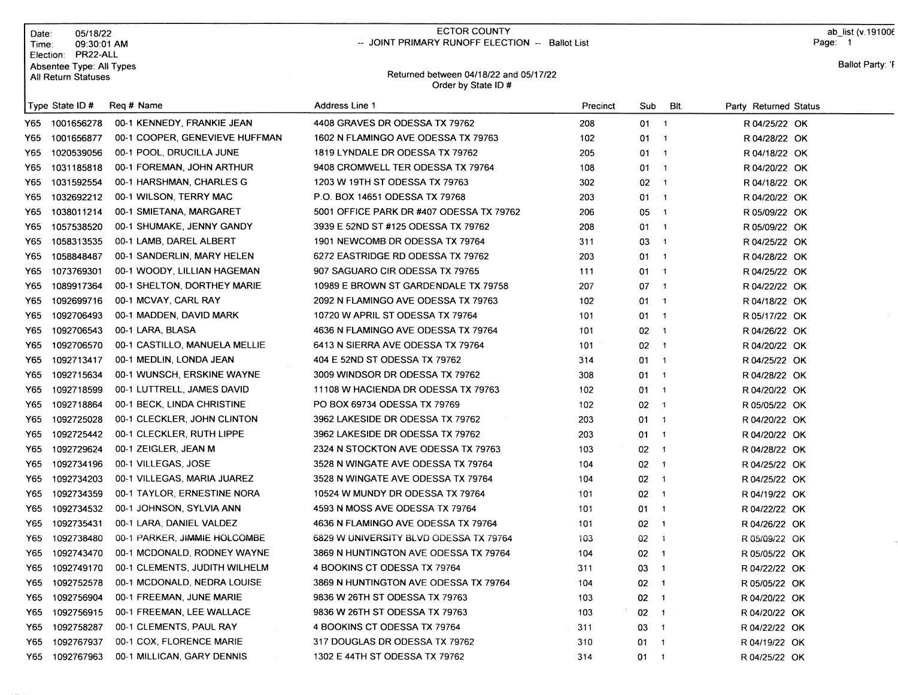Date: 05/18/22
Time: 09:30:01 AM
Election: PR22-ALL
Absentee Type: All Types
All Return Statuses

# ECTOR COUNTY

## -- JOINT PRIMARY RUNOFF ELECTION -- Ballot List

Returned between 04/18/22 and 05/17/22
Order by State ID #

ab_list (v.191006
Ballot Party: 'F

| Type | State ID # | Req # | Name | Address Line 1 | Precinct | Sub | Blt. | Party | Returned | Status |
|---|---|---|---|---|---|---|---|---|---|---|
| Y65 | 1001656278 | 00-1 | KENNEDY, FRANKIE JEAN | 4408 GRAVES DR ODESSA TX 79762 | 208 | 01 | 1 | R | 04/25/22 | OK |
| Y65 | 1001656877 | 00-1 | COOPER, GENEVIEVE HUFFMAN | 1602 N FLAMINGO AVE ODESSA TX 79763 | 102 | 01 | 1 | R | 04/28/22 | OK |
| Y65 | 1020539056 | 00-1 | POOL, DRUCILLA JUNE | 1819 LYNDALE DR ODESSA TX 79762 | 205 | 01 | 1 | R | 04/18/22 | OK |
| Y65 | 1031185818 | 00-1 | FOREMAN, JOHN ARTHUR | 9408 CROMWELL TER ODESSA TX 79764 | 108 | 01 | 1 | R | 04/20/22 | OK |
| Y65 | 1031592554 | 00-1 | HARSHMAN, CHARLES G | 1203 W 19TH ST ODESSA TX 79763 | 302 | 02 | 1 | R | 04/18/22 | OK |
| Y65 | 1032692212 | 00-1 | WILSON, TERRY MAC | P.O. BOX 14651 ODESSA TX 79768 | 203 | 01 | 1 | R | 04/20/22 | OK |
| Y65 | 1038011214 | 00-1 | SMIETANA, MARGARET | 5001 OFFICE PARK DR #407 ODESSA TX 79762 | 206 | 05 | 1 | R | 05/09/22 | OK |
| Y65 | 1057538520 | 00-1 | SHUMAKE, JENNY GANDY | 3939 E 52ND ST #125 ODESSA TX 79762 | 208 | 01 | 1 | R | 05/09/22 | OK |
| Y65 | 1058313535 | 00-1 | LAMB, DAREL ALBERT | 1901 NEWCOMB DR ODESSA TX 79764 | 311 | 03 | 1 | R | 04/25/22 | OK |
| Y65 | 1058848487 | 00-1 | SANDERLIN, MARY HELEN | 6272 EASTRIDGE RD ODESSA TX 79762 | 203 | 01 | 1 | R | 04/28/22 | OK |
| Y65 | 1073769301 | 00-1 | WOODY, LILLIAN HAGEMAN | 907 SAGUARO CIR ODESSA TX 79765 | 111 | 01 | 1 | R | 04/25/22 | OK |
| Y65 | 1089917364 | 00-1 | SHELTON, DORTHEY MARIE | 10989 E BROWN ST GARDENDALE TX 79758 | 207 | 07 | 1 | R | 04/22/22 | OK |
| Y65 | 1092699716 | 00-1 | MCVAY, CARL RAY | 2092 N FLAMINGO AVE ODESSA TX 79763 | 102 | 01 | 1 | R | 04/18/22 | OK |
| Y65 | 1092706493 | 00-1 | MADDEN, DAVID MARK | 10720 W APRIL ST ODESSA TX 79764 | 101 | 01 | 1 | R | 05/17/22 | OK |
| Y65 | 1092706543 | 00-1 | LARA, BLASA | 4636 N FLAMINGO AVE ODESSA TX 79764 | 101 | 02 | 1 | R | 04/26/22 | OK |
| Y65 | 1092706570 | 00-1 | CASTILLO, MANUELA MELLIE | 6413 N SIERRA AVE ODESSA TX 79764 | 101 | 02 | 1 | R | 04/20/22 | OK |
| Y65 | 1092713417 | 00-1 | MEDLIN, LONDA JEAN | 404 E 52ND ST ODESSA TX 79762 | 314 | 01 | 1 | R | 04/25/22 | OK |
| Y65 | 1092715634 | 00-1 | WUNSCH, ERSKINE WAYNE | 3009 WINDSOR DR ODESSA TX 79762 | 308 | 01 | 1 | R | 04/28/22 | OK |
| Y65 | 1092718599 | 00-1 | LUTTRELL, JAMES DAVID | 11108 W HACIENDA DR ODESSA TX 79763 | 102 | 01 | 1 | R | 04/20/22 | OK |
| Y65 | 1092718864 | 00-1 | BECK, LINDA CHRISTINE | PO BOX 69734 ODESSA TX 79769 | 102 | 02 | 1 | R | 05/05/22 | OK |
| Y65 | 1092725028 | 00-1 | CLECKLER, JOHN CLINTON | 3962 LAKESIDE DR ODESSA TX 79762 | 203 | 01 | 1 | R | 04/20/22 | OK |
| Y65 | 1092725442 | 00-1 | CLECKLER, RUTH LIPPE | 3962 LAKESIDE DR ODESSA TX 79762 | 203 | 01 | 1 | R | 04/20/22 | OK |
| Y65 | 1092729624 | 00-1 | ZEIGLER, JEAN M | 2324 N STOCKTON AVE ODESSA TX 79763 | 103 | 02 | 1 | R | 04/28/22 | OK |
| Y65 | 1092734196 | 00-1 | VILLEGAS, JOSE | 3528 N WINGATE AVE ODESSA TX 79764 | 104 | 02 | 1 | R | 04/25/22 | OK |
| Y65 | 1092734203 | 00-1 | VILLEGAS, MARIA JUAREZ | 3528 N WINGATE AVE ODESSA TX 79764 | 104 | 02 | 1 | R | 04/25/22 | OK |
| Y65 | 1092734359 | 00-1 | TAYLOR, ERNESTINE NORA | 10524 W MUNDY DR ODESSA TX 79764 | 101 | 02 | 1 | R | 04/19/22 | OK |
| Y65 | 1092734532 | 00-1 | JOHNSON, SYLVIA ANN | 4593 N MOSS AVE ODESSA TX 79764 | 101 | 01 | 1 | R | 04/22/22 | OK |
| Y65 | 1092735431 | 00-1 | LARA, DANIEL VALDEZ | 4636 N FLAMINGO AVE ODESSA TX 79764 | 101 | 02 | 1 | R | 04/26/22 | OK |
| Y65 | 1092738480 | 00-1 | PARKER, JIMMIE HOLCOMBE | 6829 W UNIVERSITY BLVD ODESSA TX 79764 | 103 | 02 | 1 | R | 05/09/22 | OK |
| Y65 | 1092743470 | 00-1 | MCDONALD, RODNEY WAYNE | 3869 N HUNTINGTON AVE ODESSA TX 79764 | 104 | 02 | 1 | R | 05/05/22 | OK |
| Y65 | 1092749170 | 00-1 | CLEMENTS, JUDITH WILHELM | 4 BOOKINS CT ODESSA TX 79764 | 311 | 03 | 1 | R | 04/22/22 | OK |
| Y65 | 1092752578 | 00-1 | MCDONALD, NEDRA LOUISE | 3869 N HUNTINGTON AVE ODESSA TX 79764 | 104 | 02 | 1 | R | 05/05/22 | OK |
| Y65 | 1092756904 | 00-1 | FREEMAN, JUNE MARIE | 9836 W 26TH ST ODESSA TX 79763 | 103 | 02 | 1 | R | 04/20/22 | OK |
| Y65 | 1092756915 | 00-1 | FREEMAN, LEE WALLACE | 9836 W 26TH ST ODESSA TX 79763 | 103 | 02 | 1 | R | 04/20/22 | OK |
| Y65 | 1092758287 | 00-1 | CLEMENTS, PAUL RAY | 4 BOOKINS CT ODESSA TX 79764 | 311 | 03 | 1 | R | 04/22/22 | OK |
| Y65 | 1092767937 | 00-1 | COX, FLORENCE MARIE | 317 DOUGLAS DR ODESSA TX 79762 | 310 | 01 | 1 | R | 04/19/22 | OK |
| Y65 | 1092767963 | 00-1 | MILLICAN, GARY DENNIS | 1302 E 44TH ST ODESSA TX 79762 | 314 | 01 | 1 | R | 04/25/22 | OK |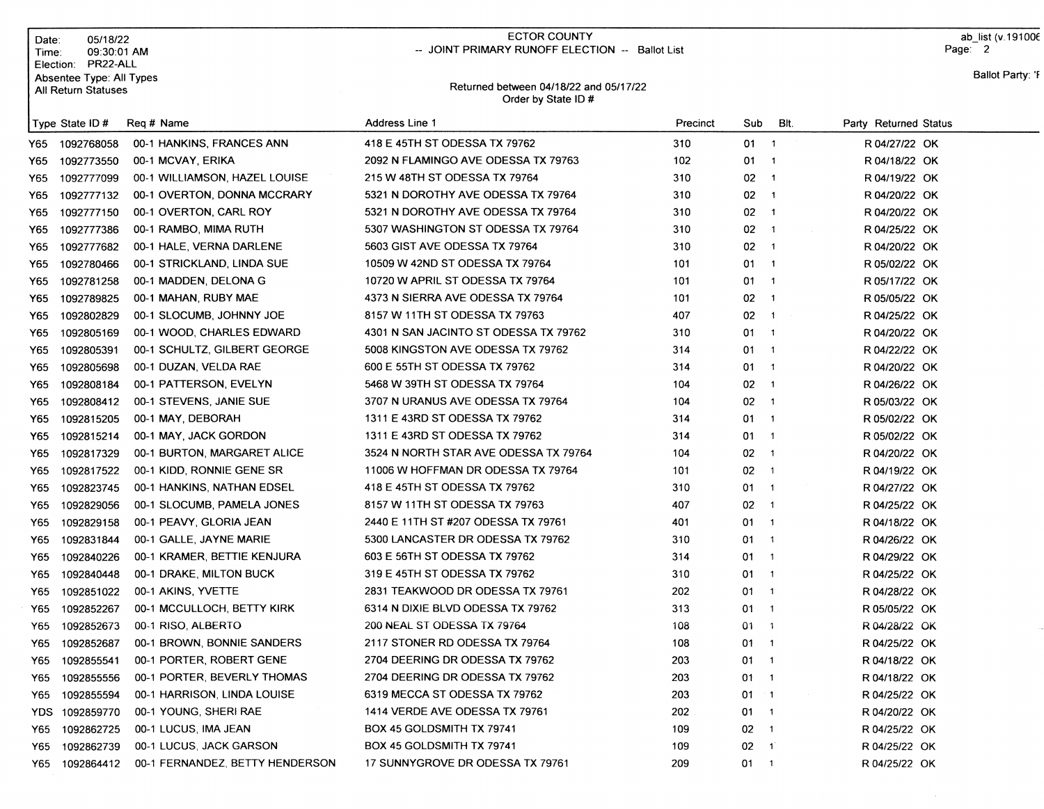Date: 05/18/22
Time: 09:30:01 AM
Election: PR22-ALL
Absentee Type: All Types
All Return Statuses

ECTOR COUNTY
-- JOINT PRIMARY RUNOFF ELECTION -- Ballot List

Returned between 04/18/22 and 05/17/22
Order by State ID #

ab_list (v.191006
Ballot Party: 'F

| Type | State ID # | Req # | Name | Address Line 1 | Precinct | Sub | Blt. | Party | Returned | Status |
|---|---|---|---|---|---|---|---|---|---|---|
| Y65 | 1092768058 | 00-1 | HANKINS, FRANCES ANN | 418 E 45TH ST ODESSA TX 79762 | 310 | 01 | 1 | R | 04/27/22 | OK |
| Y65 | 1092773550 | 00-1 | MCVAY, ERIKA | 2092 N FLAMINGO AVE ODESSA TX 79763 | 102 | 01 | 1 | R | 04/18/22 | OK |
| Y65 | 1092777099 | 00-1 | WILLIAMSON, HAZEL LOUISE | 215 W 48TH ST ODESSA TX 79764 | 310 | 02 | 1 | R | 04/19/22 | OK |
| Y65 | 1092777132 | 00-1 | OVERTON, DONNA MCCRARY | 5321 N DOROTHY AVE ODESSA TX 79764 | 310 | 02 | 1 | R | 04/20/22 | OK |
| Y65 | 1092777150 | 00-1 | OVERTON, CARL ROY | 5321 N DOROTHY AVE ODESSA TX 79764 | 310 | 02 | 1 | R | 04/20/22 | OK |
| Y65 | 1092777386 | 00-1 | RAMBO, MIMA RUTH | 5307 WASHINGTON ST ODESSA TX 79764 | 310 | 02 | 1 | R | 04/25/22 | OK |
| Y65 | 1092777682 | 00-1 | HALE, VERNA DARLENE | 5603 GIST AVE ODESSA TX 79764 | 310 | 02 | 1 | R | 04/20/22 | OK |
| Y65 | 1092780466 | 00-1 | STRICKLAND, LINDA SUE | 10509 W 42ND ST ODESSA TX 79764 | 101 | 01 | 1 | R | 05/02/22 | OK |
| Y65 | 1092781258 | 00-1 | MADDEN, DELONA G | 10720 W APRIL ST ODESSA TX 79764 | 101 | 01 | 1 | R | 05/17/22 | OK |
| Y65 | 1092789825 | 00-1 | MAHAN, RUBY MAE | 4373 N SIERRA AVE ODESSA TX 79764 | 101 | 02 | 1 | R | 05/05/22 | OK |
| Y65 | 1092802829 | 00-1 | SLOCUMB, JOHNNY JOE | 8157 W 11TH ST ODESSA TX 79763 | 407 | 02 | 1 | R | 04/25/22 | OK |
| Y65 | 1092805169 | 00-1 | WOOD, CHARLES EDWARD | 4301 N SAN JACINTO ST ODESSA TX 79762 | 310 | 01 | 1 | R | 04/20/22 | OK |
| Y65 | 1092805391 | 00-1 | SCHULTZ, GILBERT GEORGE | 5008 KINGSTON AVE ODESSA TX 79762 | 314 | 01 | 1 | R | 04/22/22 | OK |
| Y65 | 1092805698 | 00-1 | DUZAN, VELDA RAE | 600 E 55TH ST ODESSA TX 79762 | 314 | 01 | 1 | R | 04/20/22 | OK |
| Y65 | 1092808184 | 00-1 | PATTERSON, EVELYN | 5468 W 39TH ST ODESSA TX 79764 | 104 | 02 | 1 | R | 04/26/22 | OK |
| Y65 | 1092808412 | 00-1 | STEVENS, JANIE SUE | 3707 N URANUS AVE ODESSA TX 79764 | 104 | 02 | 1 | R | 05/03/22 | OK |
| Y65 | 1092815205 | 00-1 | MAY, DEBORAH | 1311 E 43RD ST ODESSA TX 79762 | 314 | 01 | 1 | R | 05/02/22 | OK |
| Y65 | 1092815214 | 00-1 | MAY, JACK GORDON | 1311 E 43RD ST ODESSA TX 79762 | 314 | 01 | 1 | R | 05/02/22 | OK |
| Y65 | 1092817329 | 00-1 | BURTON, MARGARET ALICE | 3524 N NORTH STAR AVE ODESSA TX 79764 | 104 | 02 | 1 | R | 04/20/22 | OK |
| Y65 | 1092817522 | 00-1 | KIDD, RONNIE GENE SR | 11006 W HOFFMAN DR ODESSA TX 79764 | 101 | 02 | 1 | R | 04/19/22 | OK |
| Y65 | 1092823745 | 00-1 | HANKINS, NATHAN EDSEL | 418 E 45TH ST ODESSA TX 79762 | 310 | 01 | 1 | R | 04/27/22 | OK |
| Y65 | 1092829056 | 00-1 | SLOCUMB, PAMELA JONES | 8157 W 11TH ST ODESSA TX 79763 | 407 | 02 | 1 | R | 04/25/22 | OK |
| Y65 | 1092829158 | 00-1 | PEAVY, GLORIA JEAN | 2440 E 11TH ST #207 ODESSA TX 79761 | 401 | 01 | 1 | R | 04/18/22 | OK |
| Y65 | 1092831844 | 00-1 | GALLE, JAYNE MARIE | 5300 LANCASTER DR ODESSA TX 79762 | 310 | 01 | 1 | R | 04/26/22 | OK |
| Y65 | 1092840226 | 00-1 | KRAMER, BETTIE KENJURA | 603 E 56TH ST ODESSA TX 79762 | 314 | 01 | 1 | R | 04/29/22 | OK |
| Y65 | 1092840448 | 00-1 | DRAKE, MILTON BUCK | 319 E 45TH ST ODESSA TX 79762 | 310 | 01 | 1 | R | 04/25/22 | OK |
| Y65 | 1092851022 | 00-1 | AKINS, YVETTE | 2831 TEAKWOOD DR ODESSA TX 79761 | 202 | 01 | 1 | R | 04/28/22 | OK |
| Y65 | 1092852267 | 00-1 | MCCULLOCH, BETTY KIRK | 6314 N DIXIE BLVD ODESSA TX 79762 | 313 | 01 | 1 | R | 05/05/22 | OK |
| Y65 | 1092852673 | 00-1 | RISO, ALBERTO | 200 NEAL ST ODESSA TX 79764 | 108 | 01 | 1 | R | 04/28/22 | OK |
| Y65 | 1092852687 | 00-1 | BROWN, BONNIE SANDERS | 2117 STONER RD ODESSA TX 79764 | 108 | 01 | 1 | R | 04/25/22 | OK |
| Y65 | 1092855541 | 00-1 | PORTER, ROBERT GENE | 2704 DEERING DR ODESSA TX 79762 | 203 | 01 | 1 | R | 04/18/22 | OK |
| Y65 | 1092855556 | 00-1 | PORTER, BEVERLY THOMAS | 2704 DEERING DR ODESSA TX 79762 | 203 | 01 | 1 | R | 04/18/22 | OK |
| Y65 | 1092855594 | 00-1 | HARRISON, LINDA LOUISE | 6319 MECCA ST ODESSA TX 79762 | 203 | 01 | 1 | R | 04/25/22 | OK |
| YDS | 1092859770 | 00-1 | YOUNG, SHERI RAE | 1414 VERDE AVE ODESSA TX 79761 | 202 | 01 | 1 | R | 04/20/22 | OK |
| Y65 | 1092862725 | 00-1 | LUCUS, IMA JEAN | BOX 45 GOLDSMITH TX 79741 | 109 | 02 | 1 | R | 04/25/22 | OK |
| Y65 | 1092862739 | 00-1 | LUCUS, JACK GARSON | BOX 45 GOLDSMITH TX 79741 | 109 | 02 | 1 | R | 04/25/22 | OK |
| Y65 | 1092864412 | 00-1 | FERNANDEZ, BETTY HENDERSON | 17 SUNNYGROVE DR ODESSA TX 79761 | 209 | 01 | 1 | R | 04/25/22 | OK |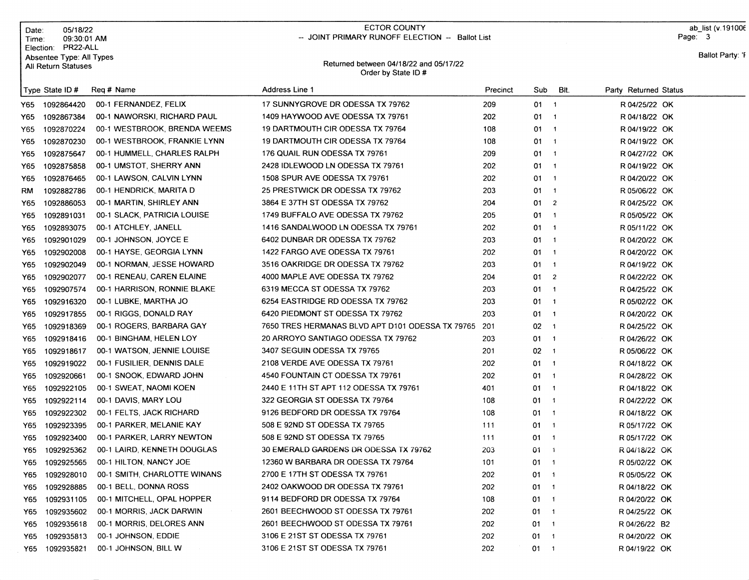Date: 05/18/22
Time: 09:30:01 AM
Election: PR22-ALL
Absentee Type: All Types
All Return Statuses

# ECTOR COUNTY

## -- JOINT PRIMARY RUNOFF ELECTION -- Ballot List

Returned between 04/18/22 and 05/17/22
Order by State ID #

ab_list (v.191006

Ballot Party: 'F

| Type | State ID # | Req # | Name | Address Line 1 | Precinct | Sub | Blt. | Party | Returned | Status |
|---|---|---|---|---|---|---|---|---|---|---|
| Y65 | 1092864420 | 00-1 | FERNANDEZ, FELIX | 17 SUNNYGROVE DR ODESSA TX 79762 | 209 | 01 | 1 | R | 04/25/22 | OK |
| Y65 | 1092867384 | 00-1 | NAWORSKI, RICHARD PAUL | 1409 HAYWOOD AVE ODESSA TX 79761 | 202 | 01 | 1 | R | 04/18/22 | OK |
| Y65 | 1092870224 | 00-1 | WESTBROOK, BRENDA WEEMS | 19 DARTMOUTH CIR ODESSA TX 79764 | 108 | 01 | 1 | R | 04/19/22 | OK |
| Y65 | 1092870230 | 00-1 | WESTBROOK, FRANKIE LYNN | 19 DARTMOUTH CIR ODESSA TX 79764 | 108 | 01 | 1 | R | 04/19/22 | OK |
| Y65 | 1092875647 | 00-1 | HUMMELL, CHARLES RALPH | 176 QUAIL RUN ODESSA TX 79761 | 209 | 01 | 1 | R | 04/27/22 | OK |
| Y65 | 1092875858 | 00-1 | UMSTOT, SHERRY ANN | 2428 IDLEWOOD LN ODESSA TX 79761 | 202 | 01 | 1 | R | 04/19/22 | OK |
| Y65 | 1092876465 | 00-1 | LAWSON, CALVIN LYNN | 1508 SPUR AVE ODESSA TX 79761 | 202 | 01 | 1 | R | 04/20/22 | OK |
| RM | 1092882786 | 00-1 | HENDRICK, MARITA D | 25 PRESTWICK DR ODESSA TX 79762 | 203 | 01 | 1 | R | 05/06/22 | OK |
| Y65 | 1092886053 | 00-1 | MARTIN, SHIRLEY ANN | 3864 E 37TH ST ODESSA TX 79762 | 204 | 01 | 2 | R | 04/25/22 | OK |
| Y65 | 1092891031 | 00-1 | SLACK, PATRICIA LOUISE | 1749 BUFFALO AVE ODESSA TX 79762 | 205 | 01 | 1 | R | 05/05/22 | OK |
| Y65 | 1092893075 | 00-1 | ATCHLEY, JANELL | 1416 SANDALWOOD LN ODESSA TX 79761 | 202 | 01 | 1 | R | 05/11/22 | OK |
| Y65 | 1092901029 | 00-1 | JOHNSON, JOYCE E | 6402 DUNBAR DR ODESSA TX 79762 | 203 | 01 | 1 | R | 04/20/22 | OK |
| Y65 | 1092902008 | 00-1 | HAYSE, GEORGIA LYNN | 1422 FARGO AVE ODESSA TX 79761 | 202 | 01 | 1 | R | 04/20/22 | OK |
| Y65 | 1092902049 | 00-1 | NORMAN, JESSE HOWARD | 3516 OAKRIDGE DR ODESSA TX 79762 | 203 | 01 | 1 | R | 04/19/22 | OK |
| Y65 | 1092902077 | 00-1 | RENEAU, CAREN ELAINE | 4000 MAPLE AVE ODESSA TX 79762 | 204 | 01 | 2 | R | 04/22/22 | OK |
| Y65 | 1092907574 | 00-1 | HARRISON, RONNIE BLAKE | 6319 MECCA ST ODESSA TX 79762 | 203 | 01 | 1 | R | 04/25/22 | OK |
| Y65 | 1092916320 | 00-1 | LUBKE, MARTHA JO | 6254 EASTRIDGE RD ODESSA TX 79762 | 203 | 01 | 1 | R | 05/02/22 | OK |
| Y65 | 1092917855 | 00-1 | RIGGS, DONALD RAY | 6420 PIEDMONT ST ODESSA TX 79762 | 203 | 01 | 1 | R | 04/20/22 | OK |
| Y65 | 1092918369 | 00-1 | ROGERS, BARBARA GAY | 7650 TRES HERMANAS BLVD APT D101 ODESSA TX 79765 | 201 | 02 | 1 | R | 04/25/22 | OK |
| Y65 | 1092918416 | 00-1 | BINGHAM, HELEN LOY | 20 ARROYO SANTIAGO ODESSA TX 79762 | 203 | 01 | 1 | R | 04/26/22 | OK |
| Y65 | 1092918617 | 00-1 | WATSON, JENNIE LOUISE | 3407 SEGUIN ODESSA TX 79765 | 201 | 02 | 1 | R | 05/06/22 | OK |
| Y65 | 1092919022 | 00-1 | FUSILIER, DENNIS DALE | 2108 VERDE AVE ODESSA TX 79761 | 202 | 01 | 1 | R | 04/18/22 | OK |
| Y65 | 1092920661 | 00-1 | SNOOK, EDWARD JOHN | 4540 FOUNTAIN CT ODESSA TX 79761 | 202 | 01 | 1 | R | 04/28/22 | OK |
| Y65 | 1092922105 | 00-1 | SWEAT, NAOMI KOEN | 2440 E 11TH ST APT 112 ODESSA TX 79761 | 401 | 01 | 1 | R | 04/18/22 | OK |
| Y65 | 1092922114 | 00-1 | DAVIS, MARY LOU | 322 GEORGIA ST ODESSA TX 79764 | 108 | 01 | 1 | R | 04/22/22 | OK |
| Y65 | 1092922302 | 00-1 | FELTS, JACK RICHARD | 9126 BEDFORD DR ODESSA TX 79764 | 108 | 01 | 1 | R | 04/18/22 | OK |
| Y65 | 1092923395 | 00-1 | PARKER, MELANIE KAY | 508 E 92ND ST ODESSA TX 79765 | 111 | 01 | 1 | R | 05/17/22 | OK |
| Y65 | 1092923400 | 00-1 | PARKER, LARRY NEWTON | 508 E 92ND ST ODESSA TX 79765 | 111 | 01 | 1 | R | 05/17/22 | OK |
| Y65 | 1092925362 | 00-1 | LAIRD, KENNETH DOUGLAS | 30 EMERALD GARDENS DR ODESSA TX 79762 | 203 | 01 | 1 | R | 04/18/22 | OK |
| Y65 | 1092925565 | 00-1 | HILTON, NANCY JOE | 12360 W BARBARA DR ODESSA TX 79764 | 101 | 01 | 1 | R | 05/02/22 | OK |
| Y65 | 1092928010 | 00-1 | SMITH, CHARLOTTE WINANS | 2700 E 17TH ST ODESSA TX 79761 | 202 | 01 | 1 | R | 05/05/22 | OK |
| Y65 | 1092928885 | 00-1 | BELL, DONNA ROSS | 2402 OAKWOOD DR ODESSA TX 79761 | 202 | 01 | 1 | R | 04/18/22 | OK |
| Y65 | 1092931105 | 00-1 | MITCHELL, OPAL HOPPER | 9114 BEDFORD DR ODESSA TX 79764 | 108 | 01 | 1 | R | 04/20/22 | OK |
| Y65 | 1092935602 | 00-1 | MORRIS, JACK DARWIN | 2601 BEECHWOOD ST ODESSA TX 79761 | 202 | 01 | 1 | R | 04/25/22 | OK |
| Y65 | 1092935618 | 00-1 | MORRIS, DELORES ANN | 2601 BEECHWOOD ST ODESSA TX 79761 | 202 | 01 | 1 | R | 04/26/22 | B2 |
| Y65 | 1092935813 | 00-1 | JOHNSON, EDDIE | 3106 E 21ST ST ODESSA TX 79761 | 202 | 01 | 1 | R | 04/20/22 | OK |
| Y65 | 1092935821 | 00-1 | JOHNSON, BILL W | 3106 E 21ST ST ODESSA TX 79761 | 202 | 01 | 1 | R | 04/19/22 | OK |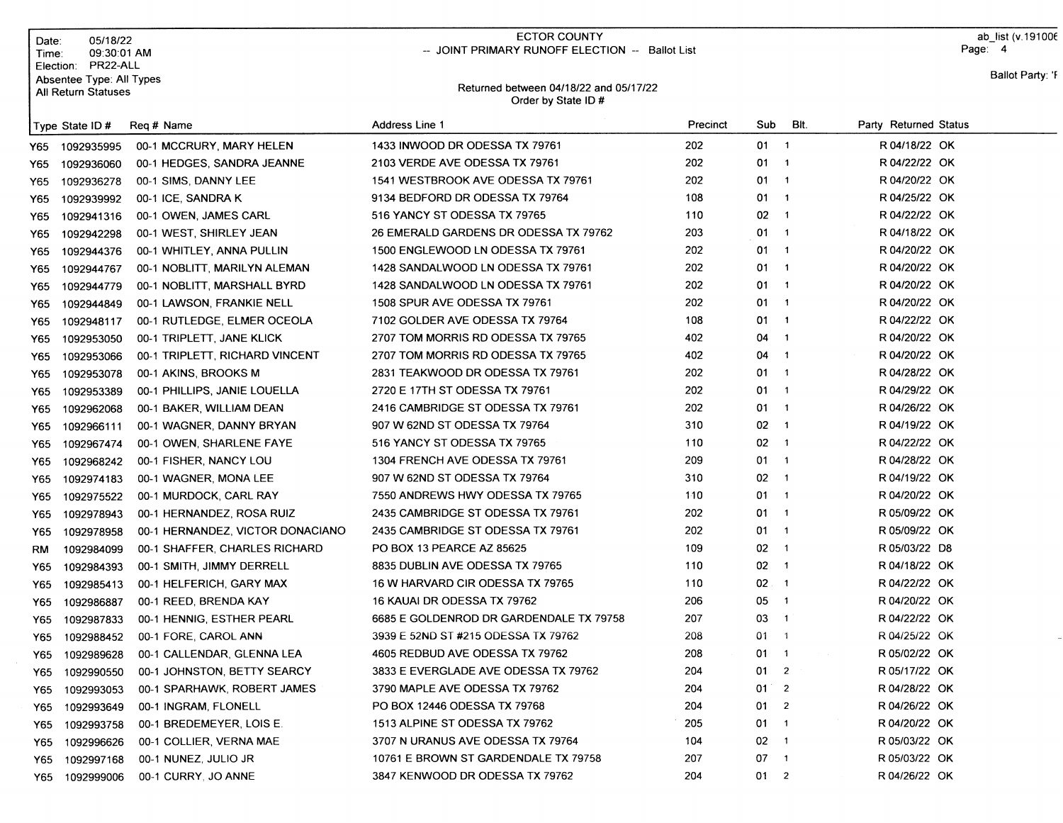Date: 05/18/22
Time: 09:30:01 AM
Election: PR22-ALL
Absentee Type: All Types
All Return Statuses

ECTOR COUNTY
-- JOINT PRIMARY RUNOFF ELECTION -- Ballot List

Returned between 04/18/22 and 05/17/22
Order by State ID #

ab_list (v.191006
Page: 4

Ballot Party: 'F

| Type | State ID # | Req # | Name | Address Line 1 | Precinct | Sub | Blt. | Party | Returned | Status |
|---|---|---|---|---|---|---|---|---|---|---|
| Y65 | 1092935995 | 00-1 | MCCRURY, MARY HELEN | 1433 INWOOD DR ODESSA TX 79761 | 202 | 01 | 1 | R | 04/18/22 | OK |
| Y65 | 1092936060 | 00-1 | HEDGES, SANDRA JEANNE | 2103 VERDE AVE ODESSA TX 79761 | 202 | 01 | 1 | R | 04/22/22 | OK |
| Y65 | 1092936278 | 00-1 | SIMS, DANNY LEE | 1541 WESTBROOK AVE ODESSA TX 79761 | 202 | 01 | 1 | R | 04/20/22 | OK |
| Y65 | 1092939992 | 00-1 | ICE, SANDRA K | 9134 BEDFORD DR ODESSA TX 79764 | 108 | 01 | 1 | R | 04/25/22 | OK |
| Y65 | 1092941316 | 00-1 | OWEN, JAMES CARL | 516 YANCY ST ODESSA TX 79765 | 110 | 02 | 1 | R | 04/22/22 | OK |
| Y65 | 1092942298 | 00-1 | WEST, SHIRLEY JEAN | 26 EMERALD GARDENS DR ODESSA TX 79762 | 203 | 01 | 1 | R | 04/18/22 | OK |
| Y65 | 1092944376 | 00-1 | WHITLEY, ANNA PULLIN | 1500 ENGLEWOOD LN ODESSA TX 79761 | 202 | 01 | 1 | R | 04/20/22 | OK |
| Y65 | 1092944767 | 00-1 | NOBLITT, MARILYN ALEMAN | 1428 SANDALWOOD LN ODESSA TX 79761 | 202 | 01 | 1 | R | 04/20/22 | OK |
| Y65 | 1092944779 | 00-1 | NOBLITT, MARSHALL BYRD | 1428 SANDALWOOD LN ODESSA TX 79761 | 202 | 01 | 1 | R | 04/20/22 | OK |
| Y65 | 1092944849 | 00-1 | LAWSON, FRANKIE NELL | 1508 SPUR AVE ODESSA TX 79761 | 202 | 01 | 1 | R | 04/20/22 | OK |
| Y65 | 1092948117 | 00-1 | RUTLEDGE, ELMER OCEOLA | 7102 GOLDER AVE ODESSA TX 79764 | 108 | 01 | 1 | R | 04/22/22 | OK |
| Y65 | 1092953050 | 00-1 | TRIPLETT, JANE KLICK | 2707 TOM MORRIS RD ODESSA TX 79765 | 402 | 04 | 1 | R | 04/20/22 | OK |
| Y65 | 1092953066 | 00-1 | TRIPLETT, RICHARD VINCENT | 2707 TOM MORRIS RD ODESSA TX 79765 | 402 | 04 | 1 | R | 04/20/22 | OK |
| Y65 | 1092953078 | 00-1 | AKINS, BROOKS M | 2831 TEAKWOOD DR ODESSA TX 79761 | 202 | 01 | 1 | R | 04/28/22 | OK |
| Y65 | 1092953389 | 00-1 | PHILLIPS, JANIE LOUELLA | 2720 E 17TH ST ODESSA TX 79761 | 202 | 01 | 1 | R | 04/29/22 | OK |
| Y65 | 1092962068 | 00-1 | BAKER, WILLIAM DEAN | 2416 CAMBRIDGE ST ODESSA TX 79761 | 202 | 01 | 1 | R | 04/26/22 | OK |
| Y65 | 1092966111 | 00-1 | WAGNER, DANNY BRYAN | 907 W 62ND ST ODESSA TX 79764 | 310 | 02 | 1 | R | 04/19/22 | OK |
| Y65 | 1092967474 | 00-1 | OWEN, SHARLENE FAYE | 516 YANCY ST ODESSA TX 79765 | 110 | 02 | 1 | R | 04/22/22 | OK |
| Y65 | 1092968242 | 00-1 | FISHER, NANCY LOU | 1304 FRENCH AVE ODESSA TX 79761 | 209 | 01 | 1 | R | 04/28/22 | OK |
| Y65 | 1092974183 | 00-1 | WAGNER, MONA LEE | 907 W 62ND ST ODESSA TX 79764 | 310 | 02 | 1 | R | 04/19/22 | OK |
| Y65 | 1092975522 | 00-1 | MURDOCK, CARL RAY | 7550 ANDREWS HWY ODESSA TX 79765 | 110 | 01 | 1 | R | 04/20/22 | OK |
| Y65 | 1092978943 | 00-1 | HERNANDEZ, ROSA RUIZ | 2435 CAMBRIDGE ST ODESSA TX 79761 | 202 | 01 | 1 | R | 05/09/22 | OK |
| Y65 | 1092978958 | 00-1 | HERNANDEZ, VICTOR DONACIANO | 2435 CAMBRIDGE ST ODESSA TX 79761 | 202 | 01 | 1 | R | 05/09/22 | OK |
| RM | 1092984099 | 00-1 | SHAFFER, CHARLES RICHARD | PO BOX 13 PEARCE AZ 85625 | 109 | 02 | 1 | R | 05/03/22 | D8 |
| Y65 | 1092984393 | 00-1 | SMITH, JIMMY DERRELL | 8835 DUBLIN AVE ODESSA TX 79765 | 110 | 02 | 1 | R | 04/18/22 | OK |
| Y65 | 1092985413 | 00-1 | HELFERICH, GARY MAX | 16 W HARVARD CIR ODESSA TX 79765 | 110 | 02 | 1 | R | 04/22/22 | OK |
| Y65 | 1092986887 | 00-1 | REED, BRENDA KAY | 16 KAUAI DR ODESSA TX 79762 | 206 | 05 | 1 | R | 04/20/22 | OK |
| Y65 | 1092987833 | 00-1 | HENNIG, ESTHER PEARL | 6685 E GOLDENROD DR GARDENDALE TX 79758 | 207 | 03 | 1 | R | 04/22/22 | OK |
| Y65 | 1092988452 | 00-1 | FORE, CAROL ANN | 3939 E 52ND ST #215 ODESSA TX 79762 | 208 | 01 | 1 | R | 04/25/22 | OK |
| Y65 | 1092989628 | 00-1 | CALLENDAR, GLENNA LEA | 4605 REDBUD AVE ODESSA TX 79762 | 208 | 01 | 1 | R | 05/02/22 | OK |
| Y65 | 1092990550 | 00-1 | JOHNSTON, BETTY SEARCY | 3833 E EVERGLADE AVE ODESSA TX 79762 | 204 | 01 | 2 | R | 05/17/22 | OK |
| Y65 | 1092993053 | 00-1 | SPARHAWK, ROBERT JAMES | 3790 MAPLE AVE ODESSA TX 79762 | 204 | 01 | 2 | R | 04/28/22 | OK |
| Y65 | 1092993649 | 00-1 | INGRAM, FLONELL | PO BOX 12446 ODESSA TX 79768 | 204 | 01 | 2 | R | 04/26/22 | OK |
| Y65 | 1092993758 | 00-1 | BREDEMEYER, LOIS E. | 1513 ALPINE ST ODESSA TX 79762 | 205 | 01 | 1 | R | 04/20/22 | OK |
| Y65 | 1092996626 | 00-1 | COLLIER, VERNA MAE | 3707 N URANUS AVE ODESSA TX 79764 | 104 | 02 | 1 | R | 05/03/22 | OK |
| Y65 | 1092997168 | 00-1 | NUNEZ, JULIO JR | 10761 E BROWN ST GARDENDALE TX 79758 | 207 | 07 | 1 | R | 05/03/22 | OK |
| Y65 | 1092999006 | 00-1 | CURRY, JO ANNE | 3847 KENWOOD DR ODESSA TX 79762 | 204 | 01 | 2 | R | 04/26/22 | OK |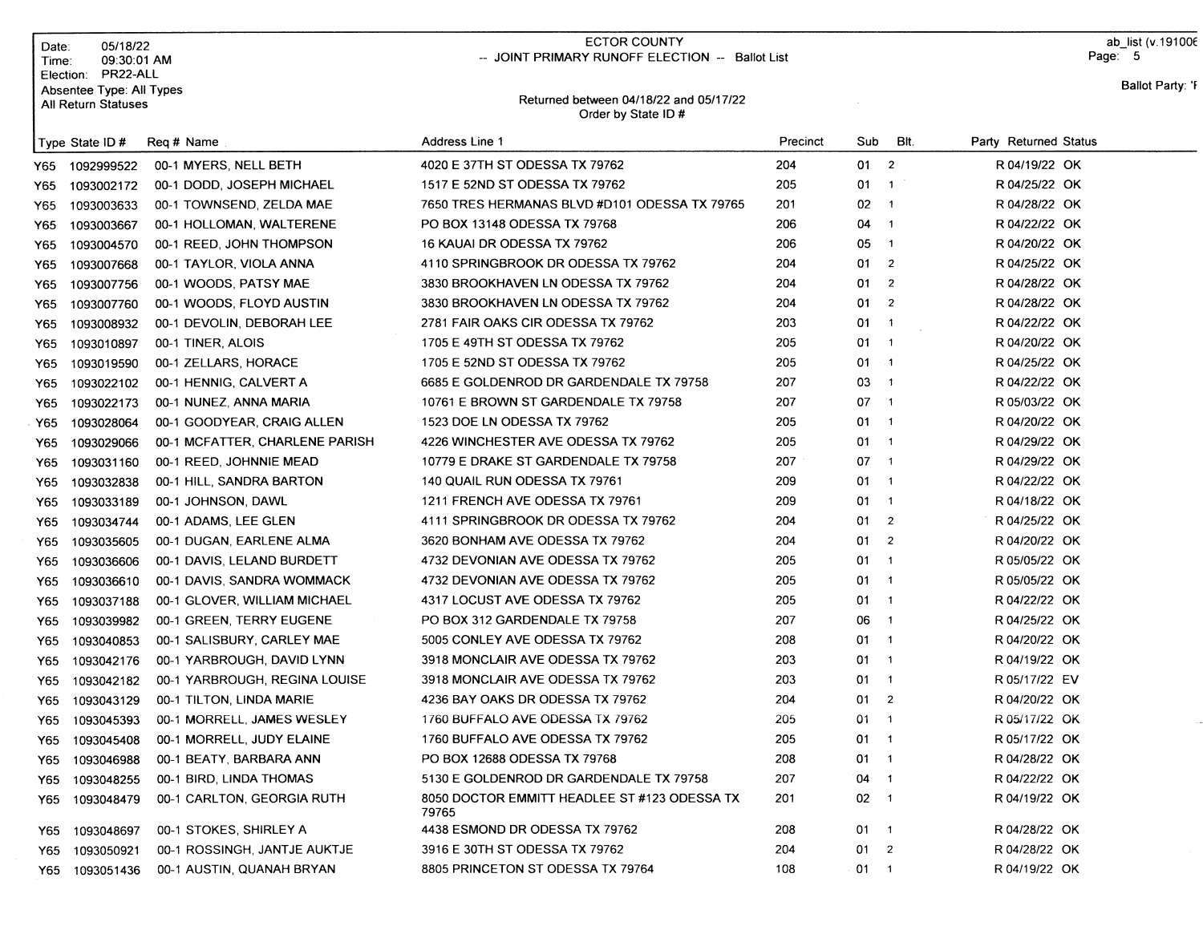Date: 05/18/22
Time: 09:30:01 AM
Election: PR22-ALL
Absentee Type: All Types
All Return Statuses

ECTOR COUNTY
-- JOINT PRIMARY RUNOFF ELECTION -- Ballot List

Returned between 04/18/22 and 05/17/22
Order by State ID #

ab_list (v.191006
Page: 5

Ballot Party: 'F

| Type | State ID # | Req # | Name | Address Line 1 | Precinct | Sub | Blt. | Party | Returned | Status |
|---|---|---|---|---|---|---|---|---|---|---|
| Y65 | 1092999522 | 00-1 | MYERS, NELL BETH | 4020 E 37TH ST ODESSA TX 79762 | 204 | 01 | 2 | R | 04/19/22 | OK |
| Y65 | 1093002172 | 00-1 | DODD, JOSEPH MICHAEL | 1517 E 52ND ST ODESSA TX 79762 | 205 | 01 | 1 | R | 04/25/22 | OK |
| Y65 | 1093003633 | 00-1 | TOWNSEND, ZELDA MAE | 7650 TRES HERMANAS BLVD #D101 ODESSA TX 79765 | 201 | 02 | 1 | R | 04/28/22 | OK |
| Y65 | 1093003667 | 00-1 | HOLLOMAN, WALTERENE | PO BOX 13148 ODESSA TX 79768 | 206 | 04 | 1 | R | 04/22/22 | OK |
| Y65 | 1093004570 | 00-1 | REED, JOHN THOMPSON | 16 KAUAI DR ODESSA TX 79762 | 206 | 05 | 1 | R | 04/20/22 | OK |
| Y65 | 1093007668 | 00-1 | TAYLOR, VIOLA ANNA | 4110 SPRINGBROOK DR ODESSA TX 79762 | 204 | 01 | 2 | R | 04/25/22 | OK |
| Y65 | 1093007756 | 00-1 | WOODS, PATSY MAE | 3830 BROOKHAVEN LN ODESSA TX 79762 | 204 | 01 | 2 | R | 04/28/22 | OK |
| Y65 | 1093007760 | 00-1 | WOODS, FLOYD AUSTIN | 3830 BROOKHAVEN LN ODESSA TX 79762 | 204 | 01 | 2 | R | 04/28/22 | OK |
| Y65 | 1093008932 | 00-1 | DEVOLIN, DEBORAH LEE | 2781 FAIR OAKS CIR ODESSA TX 79762 | 203 | 01 | 1 | R | 04/22/22 | OK |
| Y65 | 1093010897 | 00-1 | TINER, ALOIS | 1705 E 49TH ST ODESSA TX 79762 | 205 | 01 | 1 | R | 04/20/22 | OK |
| Y65 | 1093019590 | 00-1 | ZELLARS, HORACE | 1705 E 52ND ST ODESSA TX 79762 | 205 | 01 | 1 | R | 04/25/22 | OK |
| Y65 | 1093022102 | 00-1 | HENNIG, CALVERT A | 6685 E GOLDENROD DR GARDENDALE TX 79758 | 207 | 03 | 1 | R | 04/22/22 | OK |
| Y65 | 1093022173 | 00-1 | NUNEZ, ANNA MARIA | 10761 E BROWN ST GARDENDALE TX 79758 | 207 | 07 | 1 | R | 05/03/22 | OK |
| Y65 | 1093028064 | 00-1 | GOODYEAR, CRAIG ALLEN | 1523 DOE LN ODESSA TX 79762 | 205 | 01 | 1 | R | 04/20/22 | OK |
| Y65 | 1093029066 | 00-1 | MCFATTER, CHARLENE PARISH | 4226 WINCHESTER AVE ODESSA TX 79762 | 205 | 01 | 1 | R | 04/29/22 | OK |
| Y65 | 1093031160 | 00-1 | REED, JOHNNIE MEAD | 10779 E DRAKE ST GARDENDALE TX 79758 | 207 | 07 | 1 | R | 04/29/22 | OK |
| Y65 | 1093032838 | 00-1 | HILL, SANDRA BARTON | 140 QUAIL RUN ODESSA TX 79761 | 209 | 01 | 1 | R | 04/22/22 | OK |
| Y65 | 1093033189 | 00-1 | JOHNSON, DAWL | 1211 FRENCH AVE ODESSA TX 79761 | 209 | 01 | 1 | R | 04/18/22 | OK |
| Y65 | 1093034744 | 00-1 | ADAMS, LEE GLEN | 4111 SPRINGBROOK DR ODESSA TX 79762 | 204 | 01 | 2 | R | 04/25/22 | OK |
| Y65 | 1093035605 | 00-1 | DUGAN, EARLENE ALMA | 3620 BONHAM AVE ODESSA TX 79762 | 204 | 01 | 2 | R | 04/20/22 | OK |
| Y65 | 1093036606 | 00-1 | DAVIS, LELAND BURDETT | 4732 DEVONIAN AVE ODESSA TX 79762 | 205 | 01 | 1 | R | 05/05/22 | OK |
| Y65 | 1093036610 | 00-1 | DAVIS, SANDRA WOMMACK | 4732 DEVONIAN AVE ODESSA TX 79762 | 205 | 01 | 1 | R | 05/05/22 | OK |
| Y65 | 1093037188 | 00-1 | GLOVER, WILLIAM MICHAEL | 4317 LOCUST AVE ODESSA TX 79762 | 205 | 01 | 1 | R | 04/22/22 | OK |
| Y65 | 1093039982 | 00-1 | GREEN, TERRY EUGENE | PO BOX 312 GARDENDALE TX 79758 | 207 | 06 | 1 | R | 04/25/22 | OK |
| Y65 | 1093040853 | 00-1 | SALISBURY, CARLEY MAE | 5005 CONLEY AVE ODESSA TX 79762 | 208 | 01 | 1 | R | 04/20/22 | OK |
| Y65 | 1093042176 | 00-1 | YARBROUGH, DAVID LYNN | 3918 MONCLAIR AVE ODESSA TX 79762 | 203 | 01 | 1 | R | 04/19/22 | OK |
| Y65 | 1093042182 | 00-1 | YARBROUGH, REGINA LOUISE | 3918 MONCLAIR AVE ODESSA TX 79762 | 203 | 01 | 1 | R | 05/17/22 | EV |
| Y65 | 1093043129 | 00-1 | TILTON, LINDA MARIE | 4236 BAY OAKS DR ODESSA TX 79762 | 204 | 01 | 2 | R | 04/20/22 | OK |
| Y65 | 1093045393 | 00-1 | MORRELL, JAMES WESLEY | 1760 BUFFALO AVE ODESSA TX 79762 | 205 | 01 | 1 | R | 05/17/22 | OK |
| Y65 | 1093045408 | 00-1 | MORRELL, JUDY ELAINE | 1760 BUFFALO AVE ODESSA TX 79762 | 205 | 01 | 1 | R | 05/17/22 | OK |
| Y65 | 1093046988 | 00-1 | BEATY, BARBARA ANN | PO BOX 12688 ODESSA TX 79768 | 208 | 01 | 1 | R | 04/28/22 | OK |
| Y65 | 1093048255 | 00-1 | BIRD, LINDA THOMAS | 5130 E GOLDENROD DR GARDENDALE TX 79758 | 207 | 04 | 1 | R | 04/22/22 | OK |
| Y65 | 1093048479 | 00-1 | CARLTON, GEORGIA RUTH | 8050 DOCTOR EMMITT HEADLEE ST #123 ODESSA TX 79765 | 201 | 02 | 1 | R | 04/19/22 | OK |
| Y65 | 1093048697 | 00-1 | STOKES, SHIRLEY A | 4438 ESMOND DR ODESSA TX 79762 | 208 | 01 | 1 | R | 04/28/22 | OK |
| Y65 | 1093050921 | 00-1 | ROSSINGH, JANTJE AUKTJE | 3916 E 30TH ST ODESSA TX 79762 | 204 | 01 | 2 | R | 04/28/22 | OK |
| Y65 | 1093051436 | 00-1 | AUSTIN, QUANAH BRYAN | 8805 PRINCETON ST ODESSA TX 79764 | 108 | 01 | 1 | R | 04/19/22 | OK |